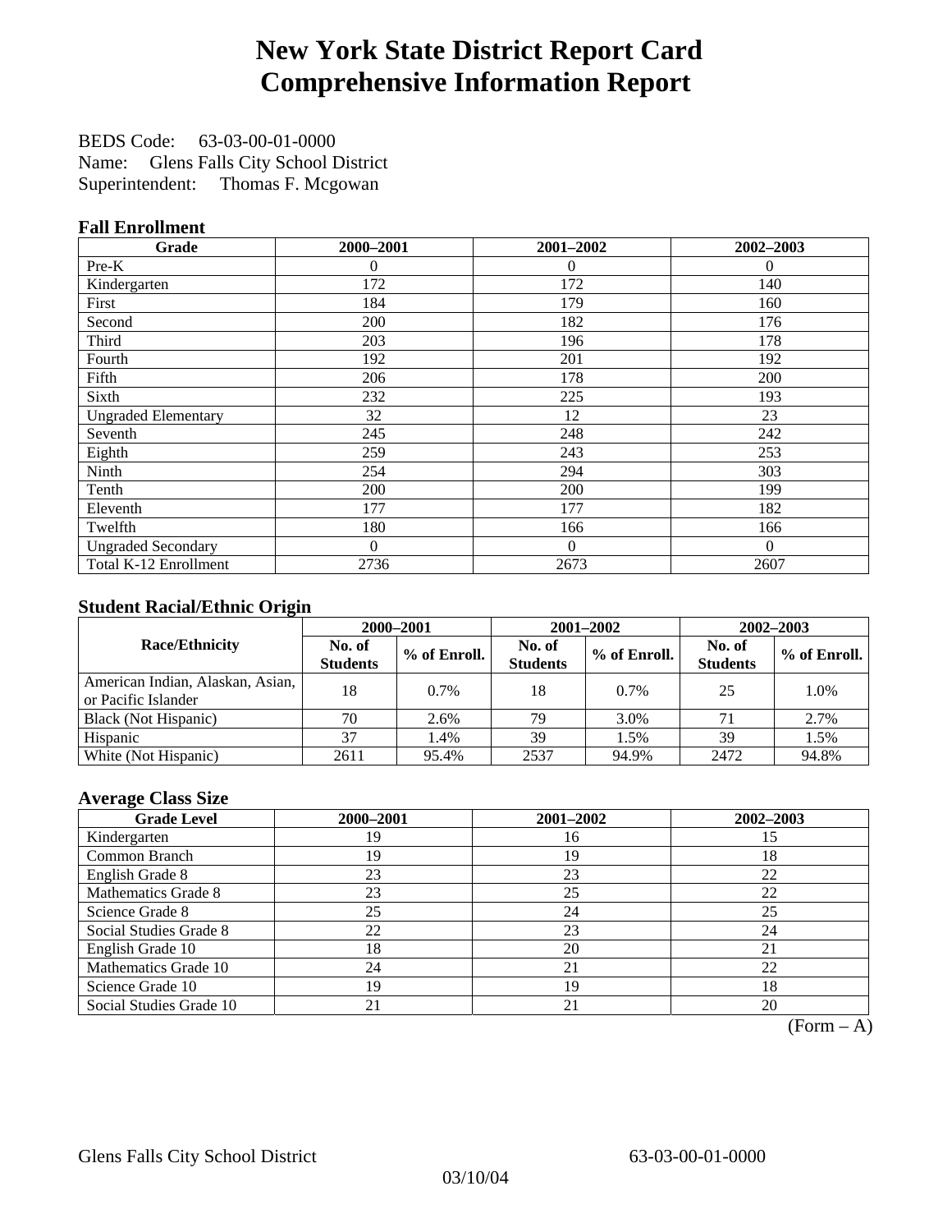# New York State District Report Card
# Comprehensive Information Report

BEDS Code: 63-03-00-01-0000
Name: Glens Falls City School District
Superintendent: Thomas F. Mcgowan

### Fall Enrollment

| Grade | 2000–2001 | 2001–2002 | 2002–2003 |
|---|---|---|---|
| Pre-K | 0 | 0 | 0 |
| Kindergarten | 172 | 172 | 140 |
| First | 184 | 179 | 160 |
| Second | 200 | 182 | 176 |
| Third | 203 | 196 | 178 |
| Fourth | 192 | 201 | 192 |
| Fifth | 206 | 178 | 200 |
| Sixth | 232 | 225 | 193 |
| Ungraded Elementary | 32 | 12 | 23 |
| Seventh | 245 | 248 | 242 |
| Eighth | 259 | 243 | 253 |
| Ninth | 254 | 294 | 303 |
| Tenth | 200 | 200 | 199 |
| Eleventh | 177 | 177 | 182 |
| Twelfth | 180 | 166 | 166 |
| Ungraded Secondary | 0 | 0 | 0 |
| Total K-12 Enrollment | 2736 | 2673 | 2607 |

### Student Racial/Ethnic Origin

| Race/Ethnicity | 2000–2001 | | 2001–2002 | | 2002–2003 | |
|---|---|---|---|---|---|---|
| | No. of Students | % of Enroll. | No. of Students | % of Enroll. | No. of Students | % of Enroll. |
| American Indian, Alaskan, Asian, or Pacific Islander | 18 | 0.7% | 18 | 0.7% | 25 | 1.0% |
| Black (Not Hispanic) | 70 | 2.6% | 79 | 3.0% | 71 | 2.7% |
| Hispanic | 37 | 1.4% | 39 | 1.5% | 39 | 1.5% |
| White (Not Hispanic) | 2611 | 95.4% | 2537 | 94.9% | 2472 | 94.8% |

### Average Class Size

| Grade Level | 2000–2001 | 2001–2002 | 2002–2003 |
|---|---|---|---|
| Kindergarten | 19 | 16 | 15 |
| Common Branch | 19 | 19 | 18 |
| English Grade 8 | 23 | 23 | 22 |
| Mathematics Grade 8 | 23 | 25 | 22 |
| Science Grade 8 | 25 | 24 | 25 |
| Social Studies Grade 8 | 22 | 23 | 24 |
| English Grade 10 | 18 | 20 | 21 |
| Mathematics Grade 10 | 24 | 21 | 22 |
| Science Grade 10 | 19 | 19 | 18 |
| Social Studies Grade 10 | 21 | 21 | 20 |

(Form – A)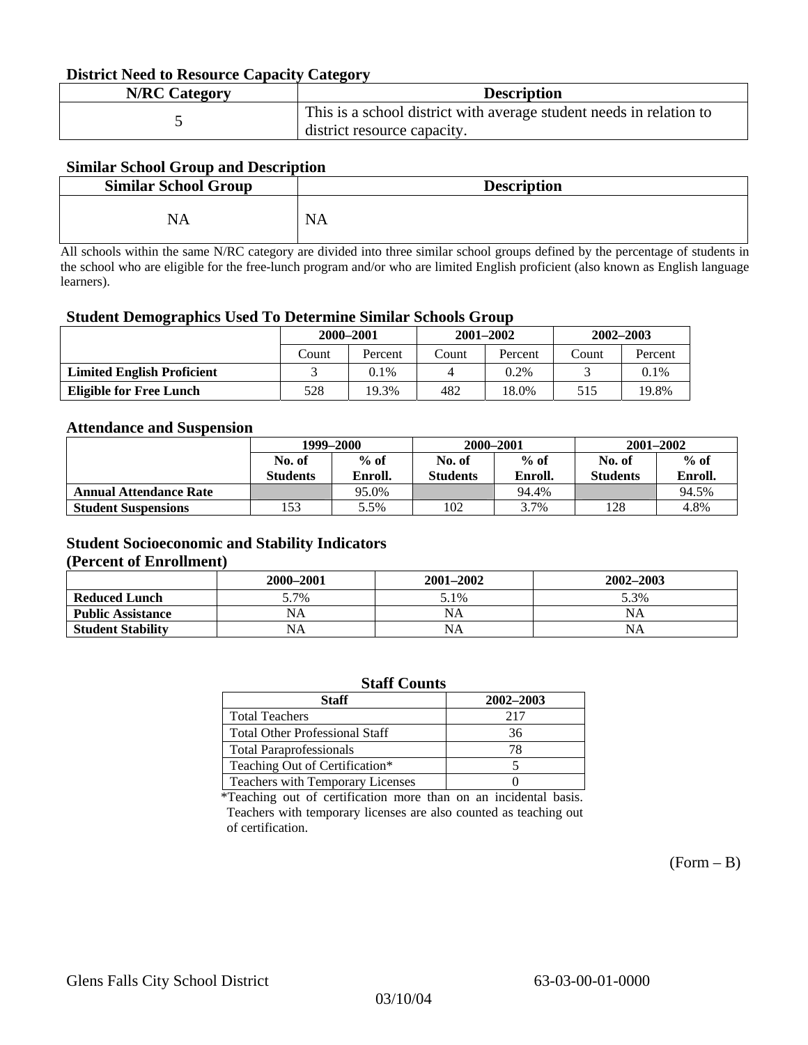### District Need to Resource Capacity Category

| N/RC Category | Description |
|---|---|
| 5 | This is a school district with average student needs in relation to district resource capacity. |

### Similar School Group and Description

| Similar School Group | Description |
|---|---|
| NA | NA |

All schools within the same N/RC category are divided into three similar school groups defined by the percentage of students in the school who are eligible for the free-lunch program and/or who are limited English proficient (also known as English language learners).

### Student Demographics Used To Determine Similar Schools Group

| | 2000–2001 | | 2001–2002 | | 2002–2003 | |
|---|---|---|---|---|---|---|
| | Count | Percent | Count | Percent | Count | Percent |
| **Limited English Proficient** | 3 | 0.1% | 4 | 0.2% | 3 | 0.1% |
| **Eligible for Free Lunch** | 528 | 19.3% | 482 | 18.0% | 515 | 19.8% |

### Attendance and Suspension

| | 1999–2000 | | 2000–2001 | | 2001–2002 | |
|---|---|---|---|---|---|---|
| | No. of Students | % of Enroll. | No. of Students | % of Enroll. | No. of Students | % of Enroll. |
| **Annual Attendance Rate** | | 95.0% | | 94.4% | | 94.5% |
| **Student Suspensions** | 153 | 5.5% | 102 | 3.7% | 128 | 4.8% |

### Student Socioeconomic and Stability Indicators (Percent of Enrollment)

| | 2000–2001 | 2001–2002 | 2002–2003 |
|---|---|---|---|
| **Reduced Lunch** | 5.7% | 5.1% | 5.3% |
| **Public Assistance** | NA | NA | NA |
| **Student Stability** | NA | NA | NA |

### Staff Counts

| Staff | 2002–2003 |
|---|---|
| Total Teachers | 217 |
| Total Other Professional Staff | 36 |
| Total Paraprofessionals | 78 |
| Teaching Out of Certification* | 5 |
| Teachers with Temporary Licenses | 0 |

*Teaching out of certification more than on an incidental basis. Teachers with temporary licenses are also counted as teaching out of certification.

(Form – B)

Glens Falls City School District 63-03-00-01-0000

03/10/04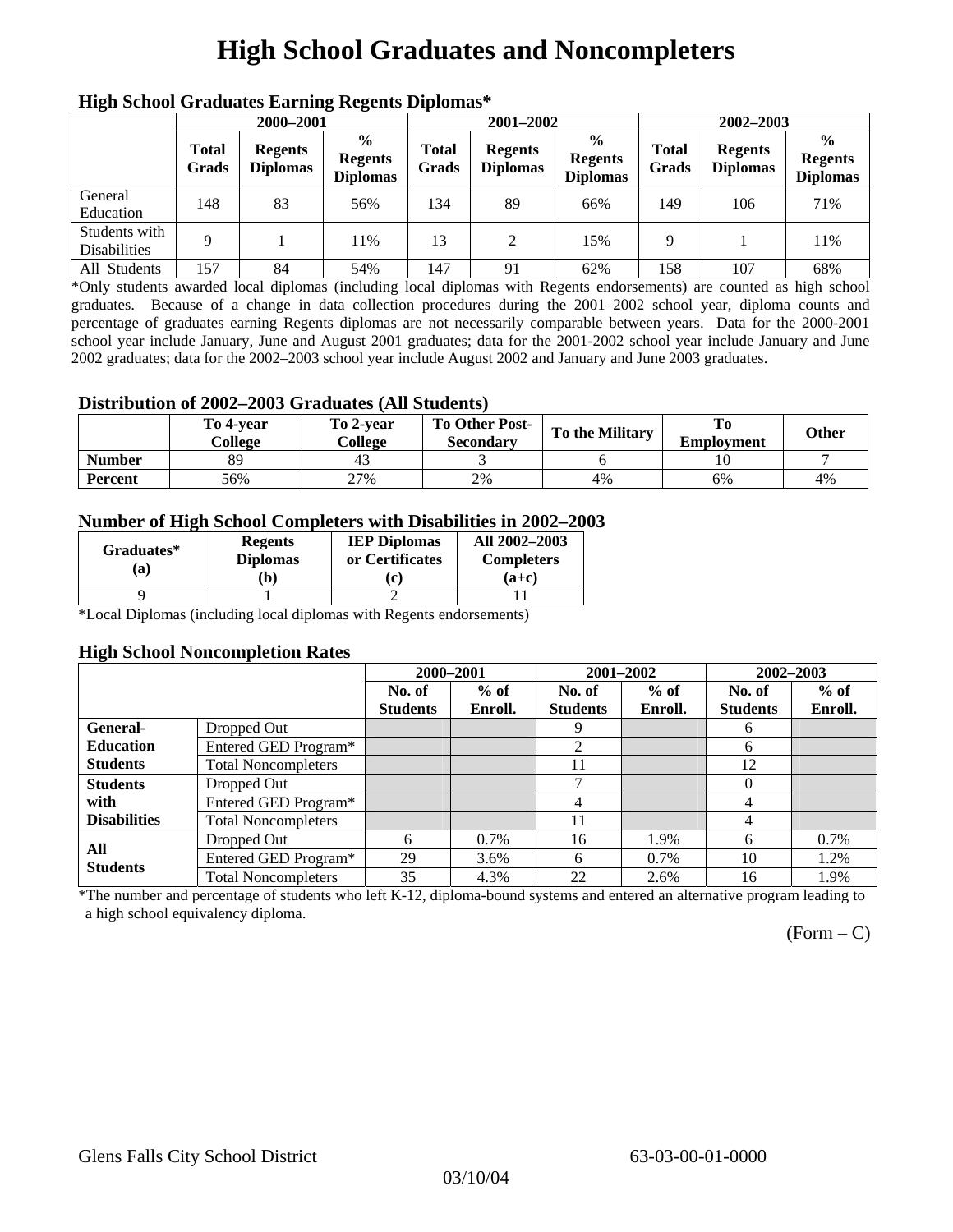# High School Graduates and Noncompleters

### High School Graduates Earning Regents Diplomas*

| | 2000–2001 | | | 2001–2002 | | | 2002–2003 | | |
|---|---|---|---|---|---|---|---|---|---|
| | Total Grads | Regents Diplomas | % Regents Diplomas | Total Grads | Regents Diplomas | % Regents Diplomas | Total Grads | Regents Diplomas | % Regents Diplomas |
| General Education | 148 | 83 | 56% | 134 | 89 | 66% | 149 | 106 | 71% |
| Students with Disabilities | 9 | 1 | 11% | 13 | 2 | 15% | 9 | 1 | 11% |
| All Students | 157 | 84 | 54% | 147 | 91 | 62% | 158 | 107 | 68% |

*Only students awarded local diplomas (including local diplomas with Regents endorsements) are counted as high school graduates. Because of a change in data collection procedures during the 2001–2002 school year, diploma counts and percentage of graduates earning Regents diplomas are not necessarily comparable between years. Data for the 2000-2001 school year include January, June and August 2001 graduates; data for the 2001-2002 school year include January and June 2002 graduates; data for the 2002–2003 school year include August 2002 and January and June 2003 graduates.

### Distribution of 2002–2003 Graduates (All Students)

| | To 4-year College | To 2-year College | To Other Post-Secondary | To the Military | To Employment | Other |
|---|---|---|---|---|---|---|
| Number | 89 | 43 | 3 | 6 | 10 | 7 |
| Percent | 56% | 27% | 2% | 4% | 6% | 4% |

### Number of High School Completers with Disabilities in 2002–2003

| Graduates* (a) | Regents Diplomas (b) | IEP Diplomas or Certificates (c) | All 2002–2003 Completers (a+c) |
|---|---|---|---|
| 9 | 1 | 2 | 11 |

*Local Diplomas (including local diplomas with Regents endorsements)

### High School Noncompletion Rates

| | | 2000–2001 | | 2001–2002 | | 2002–2003 | |
|---|---|---|---|---|---|---|---|
| | | No. of Students | % of Enroll. | No. of Students | % of Enroll. | No. of Students | % of Enroll. |
| General-Education Students | Dropped Out | | | 9 | | 6 | |
| | Entered GED Program* | | | 2 | | 6 | |
| | Total Noncompleters | | | 11 | | 12 | |
| Students with Disabilities | Dropped Out | | | 7 | | 0 | |
| | Entered GED Program* | | | 4 | | 4 | |
| | Total Noncompleters | | | 11 | | 4 | |
| All Students | Dropped Out | 6 | 0.7% | 16 | 1.9% | 6 | 0.7% |
| | Entered GED Program* | 29 | 3.6% | 6 | 0.7% | 10 | 1.2% |
| | Total Noncompleters | 35 | 4.3% | 22 | 2.6% | 16 | 1.9% |

*The number and percentage of students who left K-12, diploma-bound systems and entered an alternative program leading to a high school equivalency diploma.

(Form – C)

Glens Falls City School District 63-03-00-01-0000

03/10/04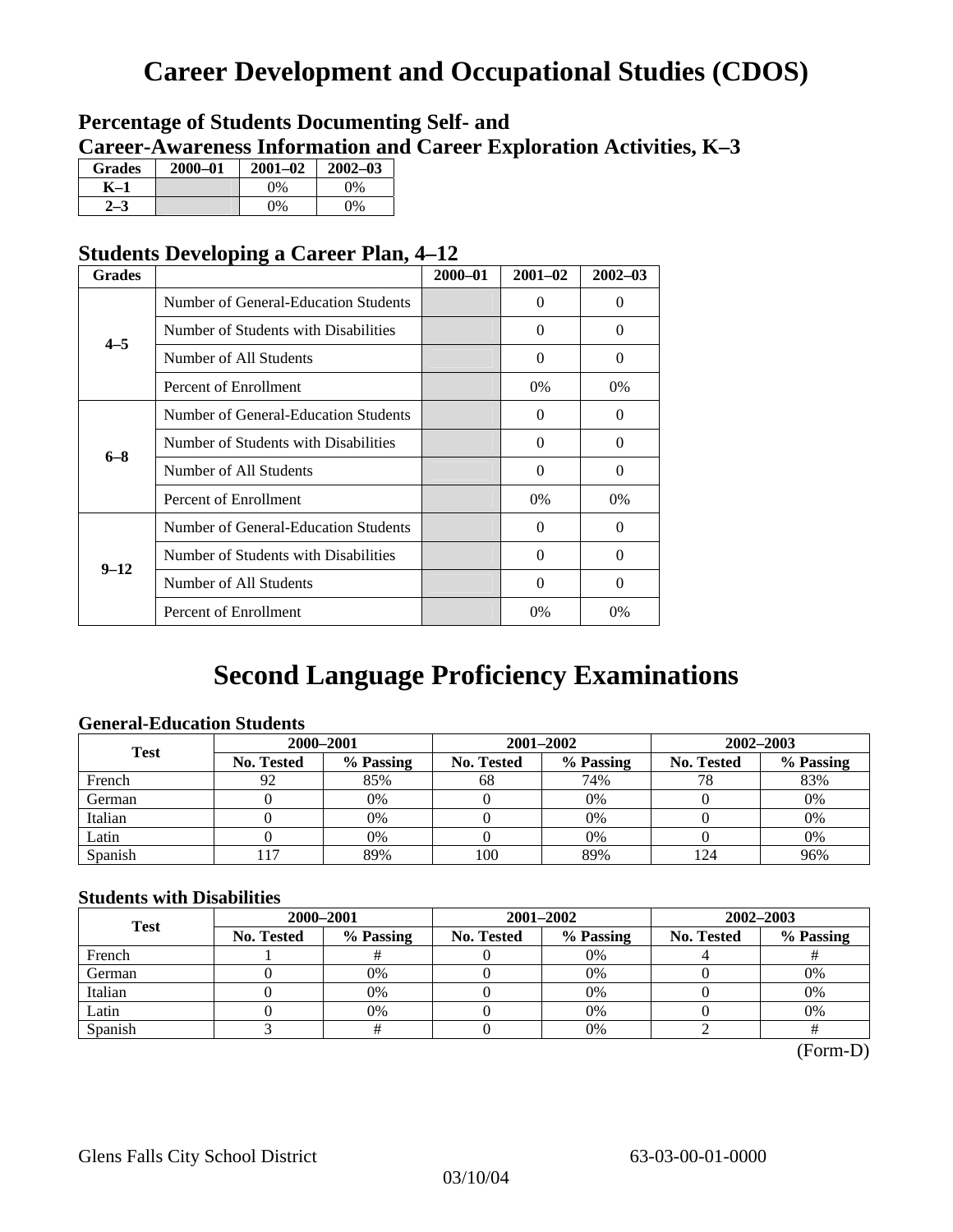# Career Development and Occupational Studies (CDOS)

## Percentage of Students Documenting Self- and Career-Awareness Information and Career Exploration Activities, K–3

| Grades | 2000–01 | 2001–02 | 2002–03 |
|---|---|---|---|
| K–1 | | 0% | 0% |
| 2–3 | | 0% | 0% |

## Students Developing a Career Plan, 4–12

| Grades | | 2000–01 | 2001–02 | 2002–03 |
|---|---|---|---|---|
| 4–5 | Number of General-Education Students | | 0 | 0 |
| | Number of Students with Disabilities | | 0 | 0 |
| | Number of All Students | | 0 | 0 |
| | Percent of Enrollment | | 0% | 0% |
| 6–8 | Number of General-Education Students | | 0 | 0 |
| | Number of Students with Disabilities | | 0 | 0 |
| | Number of All Students | | 0 | 0 |
| | Percent of Enrollment | | 0% | 0% |
| 9–12 | Number of General-Education Students | | 0 | 0 |
| | Number of Students with Disabilities | | 0 | 0 |
| | Number of All Students | | 0 | 0 |
| | Percent of Enrollment | | 0% | 0% |

# Second Language Proficiency Examinations

### General-Education Students

| Test | 2000–2001 | | 2001–2002 | | 2002–2003 | |
|---|---|---|---|---|---|---|
| | No. Tested | % Passing | No. Tested | % Passing | No. Tested | % Passing |
| French | 92 | 85% | 68 | 74% | 78 | 83% |
| German | 0 | 0% | 0 | 0% | 0 | 0% |
| Italian | 0 | 0% | 0 | 0% | 0 | 0% |
| Latin | 0 | 0% | 0 | 0% | 0 | 0% |
| Spanish | 117 | 89% | 100 | 89% | 124 | 96% |

### Students with Disabilities

| Test | 2000–2001 | | 2001–2002 | | 2002–2003 | |
|---|---|---|---|---|---|---|
| | No. Tested | % Passing | No. Tested | % Passing | No. Tested | % Passing |
| French | 1 | # | 0 | 0% | 4 | # |
| German | 0 | 0% | 0 | 0% | 0 | 0% |
| Italian | 0 | 0% | 0 | 0% | 0 | 0% |
| Latin | 0 | 0% | 0 | 0% | 0 | 0% |
| Spanish | 3 | # | 0 | 0% | 2 | # |

(Form-D)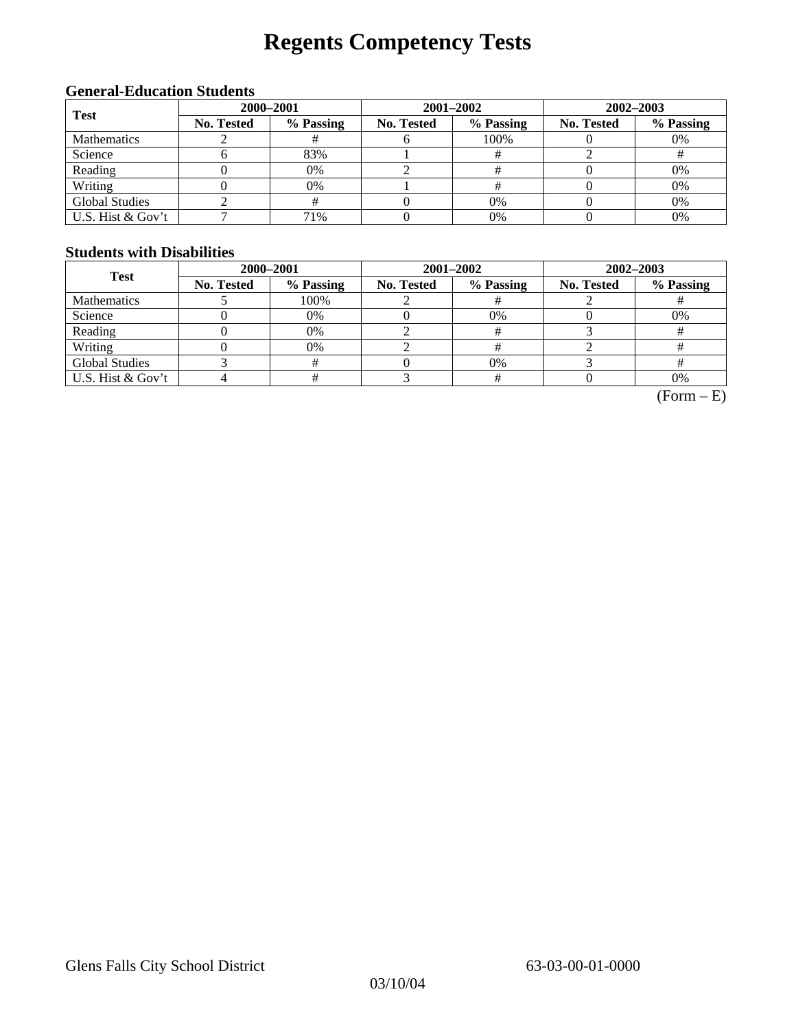# Regents Competency Tests

### General-Education Students

| Test | 2000–2001 | | 2001–2002 | | 2002–2003 | |
|---|---|---|---|---|---|---|
| | No. Tested | % Passing | No. Tested | % Passing | No. Tested | % Passing |
| Mathematics | 2 | # | 6 | 100% | 0 | 0% |
| Science | 6 | 83% | 1 | # | 2 | # |
| Reading | 0 | 0% | 2 | # | 0 | 0% |
| Writing | 0 | 0% | 1 | # | 0 | 0% |
| Global Studies | 2 | # | 0 | 0% | 0 | 0% |
| U.S. Hist & Gov't | 7 | 71% | 0 | 0% | 0 | 0% |

### Students with Disabilities

| Test | 2000–2001 | | 2001–2002 | | 2002–2003 | |
|---|---|---|---|---|---|---|
| | No. Tested | % Passing | No. Tested | % Passing | No. Tested | % Passing |
| Mathematics | 5 | 100% | 2 | # | 2 | # |
| Science | 0 | 0% | 0 | 0% | 0 | 0% |
| Reading | 0 | 0% | 2 | # | 3 | # |
| Writing | 0 | 0% | 2 | # | 2 | # |
| Global Studies | 3 | # | 0 | 0% | 3 | # |
| U.S. Hist & Gov't | 4 | # | 3 | # | 0 | 0% |

(Form – E)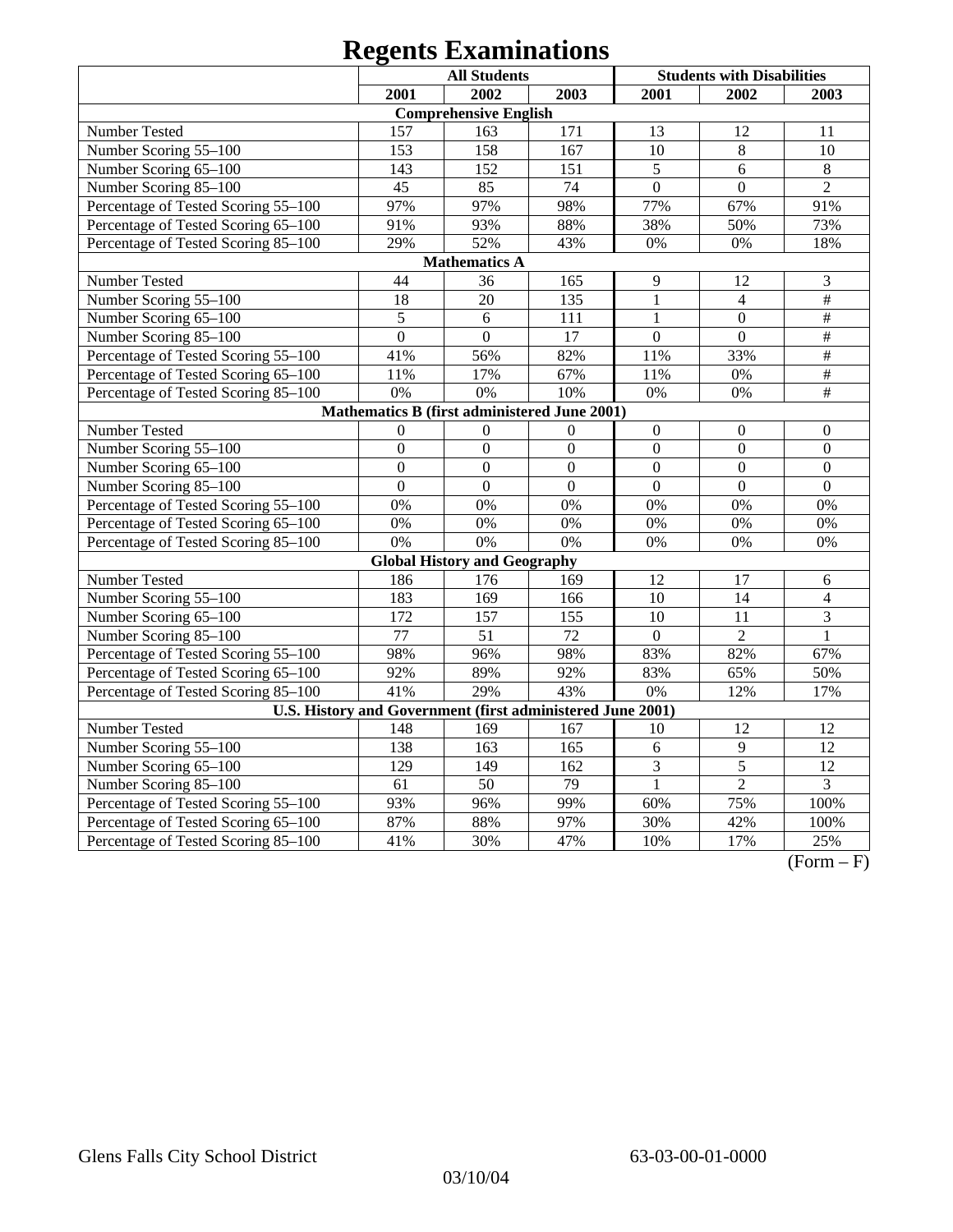# Regents Examinations

| | All Students | | | Students with Disabilities | | |
|---|---|---|---|---|---|---|
| | 2001 | 2002 | 2003 | 2001 | 2002 | 2003 |
| **Comprehensive English** | | | | | | |
| Number Tested | 157 | 163 | 171 | 13 | 12 | 11 |
| Number Scoring 55–100 | 153 | 158 | 167 | 10 | 8 | 10 |
| Number Scoring 65–100 | 143 | 152 | 151 | 5 | 6 | 8 |
| Number Scoring 85–100 | 45 | 85 | 74 | 0 | 0 | 2 |
| Percentage of Tested Scoring 55–100 | 97% | 97% | 98% | 77% | 67% | 91% |
| Percentage of Tested Scoring 65–100 | 91% | 93% | 88% | 38% | 50% | 73% |
| Percentage of Tested Scoring 85–100 | 29% | 52% | 43% | 0% | 0% | 18% |
| **Mathematics A** | | | | | | |
| Number Tested | 44 | 36 | 165 | 9 | 12 | 3 |
| Number Scoring 55–100 | 18 | 20 | 135 | 1 | 4 | # |
| Number Scoring 65–100 | 5 | 6 | 111 | 1 | 0 | # |
| Number Scoring 85–100 | 0 | 0 | 17 | 0 | 0 | # |
| Percentage of Tested Scoring 55–100 | 41% | 56% | 82% | 11% | 33% | # |
| Percentage of Tested Scoring 65–100 | 11% | 17% | 67% | 11% | 0% | # |
| Percentage of Tested Scoring 85–100 | 0% | 0% | 10% | 0% | 0% | # |
| **Mathematics B (first administered June 2001)** | | | | | | |
| Number Tested | 0 | 0 | 0 | 0 | 0 | 0 |
| Number Scoring 55–100 | 0 | 0 | 0 | 0 | 0 | 0 |
| Number Scoring 65–100 | 0 | 0 | 0 | 0 | 0 | 0 |
| Number Scoring 85–100 | 0 | 0 | 0 | 0 | 0 | 0 |
| Percentage of Tested Scoring 55–100 | 0% | 0% | 0% | 0% | 0% | 0% |
| Percentage of Tested Scoring 65–100 | 0% | 0% | 0% | 0% | 0% | 0% |
| Percentage of Tested Scoring 85–100 | 0% | 0% | 0% | 0% | 0% | 0% |
| **Global History and Geography** | | | | | | |
| Number Tested | 186 | 176 | 169 | 12 | 17 | 6 |
| Number Scoring 55–100 | 183 | 169 | 166 | 10 | 14 | 4 |
| Number Scoring 65–100 | 172 | 157 | 155 | 10 | 11 | 3 |
| Number Scoring 85–100 | 77 | 51 | 72 | 0 | 2 | 1 |
| Percentage of Tested Scoring 55–100 | 98% | 96% | 98% | 83% | 82% | 67% |
| Percentage of Tested Scoring 65–100 | 92% | 89% | 92% | 83% | 65% | 50% |
| Percentage of Tested Scoring 85–100 | 41% | 29% | 43% | 0% | 12% | 17% |
| **U.S. History and Government (first administered June 2001)** | | | | | | |
| Number Tested | 148 | 169 | 167 | 10 | 12 | 12 |
| Number Scoring 55–100 | 138 | 163 | 165 | 6 | 9 | 12 |
| Number Scoring 65–100 | 129 | 149 | 162 | 3 | 5 | 12 |
| Number Scoring 85–100 | 61 | 50 | 79 | 1 | 2 | 3 |
| Percentage of Tested Scoring 55–100 | 93% | 96% | 99% | 60% | 75% | 100% |
| Percentage of Tested Scoring 65–100 | 87% | 88% | 97% | 30% | 42% | 100% |
| Percentage of Tested Scoring 85–100 | 41% | 30% | 47% | 10% | 17% | 25% |

(Form – F)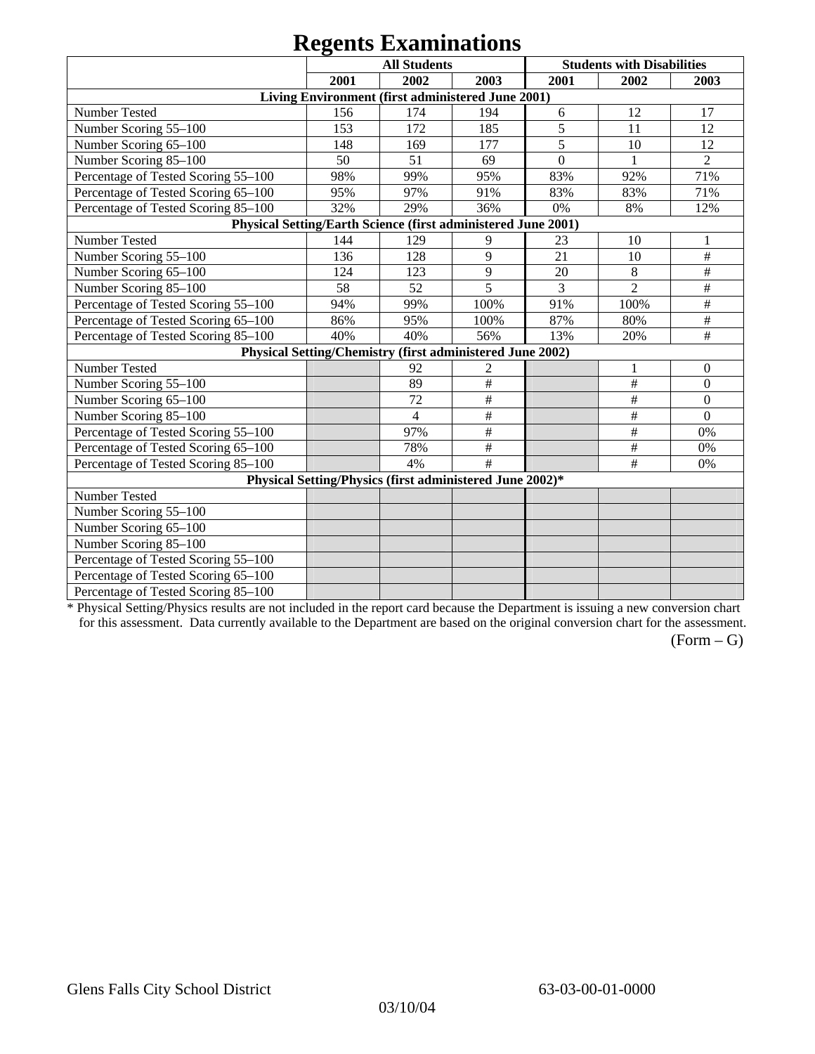# Regents Examinations

| | All Students | | | Students with Disabilities | | |
|---|---|---|---|---|---|---|
| | 2001 | 2002 | 2003 | 2001 | 2002 | 2003 |
| **Living Environment (first administered June 2001)** | | | | | | |
| Number Tested | 156 | 174 | 194 | 6 | 12 | 17 |
| Number Scoring 55–100 | 153 | 172 | 185 | 5 | 11 | 12 |
| Number Scoring 65–100 | 148 | 169 | 177 | 5 | 10 | 12 |
| Number Scoring 85–100 | 50 | 51 | 69 | 0 | 1 | 2 |
| Percentage of Tested Scoring 55–100 | 98% | 99% | 95% | 83% | 92% | 71% |
| Percentage of Tested Scoring 65–100 | 95% | 97% | 91% | 83% | 83% | 71% |
| Percentage of Tested Scoring 85–100 | 32% | 29% | 36% | 0% | 8% | 12% |
| **Physical Setting/Earth Science (first administered June 2001)** | | | | | | |
| Number Tested | 144 | 129 | 9 | 23 | 10 | 1 |
| Number Scoring 55–100 | 136 | 128 | 9 | 21 | 10 | # |
| Number Scoring 65–100 | 124 | 123 | 9 | 20 | 8 | # |
| Number Scoring 85–100 | 58 | 52 | 5 | 3 | 2 | # |
| Percentage of Tested Scoring 55–100 | 94% | 99% | 100% | 91% | 100% | # |
| Percentage of Tested Scoring 65–100 | 86% | 95% | 100% | 87% | 80% | # |
| Percentage of Tested Scoring 85–100 | 40% | 40% | 56% | 13% | 20% | # |
| **Physical Setting/Chemistry (first administered June 2002)** | | | | | | |
| Number Tested | | 92 | 2 | | 1 | 0 |
| Number Scoring 55–100 | | 89 | # | | # | 0 |
| Number Scoring 65–100 | | 72 | # | | # | 0 |
| Number Scoring 85–100 | | 4 | # | | # | 0 |
| Percentage of Tested Scoring 55–100 | | 97% | # | | # | 0% |
| Percentage of Tested Scoring 65–100 | | 78% | # | | # | 0% |
| Percentage of Tested Scoring 85–100 | | 4% | # | | # | 0% |
| **Physical Setting/Physics (first administered June 2002)*** | | | | | | |
| Number Tested | | | | | | |
| Number Scoring 55–100 | | | | | | |
| Number Scoring 65–100 | | | | | | |
| Number Scoring 85–100 | | | | | | |
| Percentage of Tested Scoring 55–100 | | | | | | |
| Percentage of Tested Scoring 65–100 | | | | | | |
| Percentage of Tested Scoring 85–100 | | | | | | |

* Physical Setting/Physics results are not included in the report card because the Department is issuing a new conversion chart for this assessment. Data currently available to the Department are based on the original conversion chart for the assessment.

(Form – G)

Glens Falls City School District 63-03-00-01-0000

03/10/04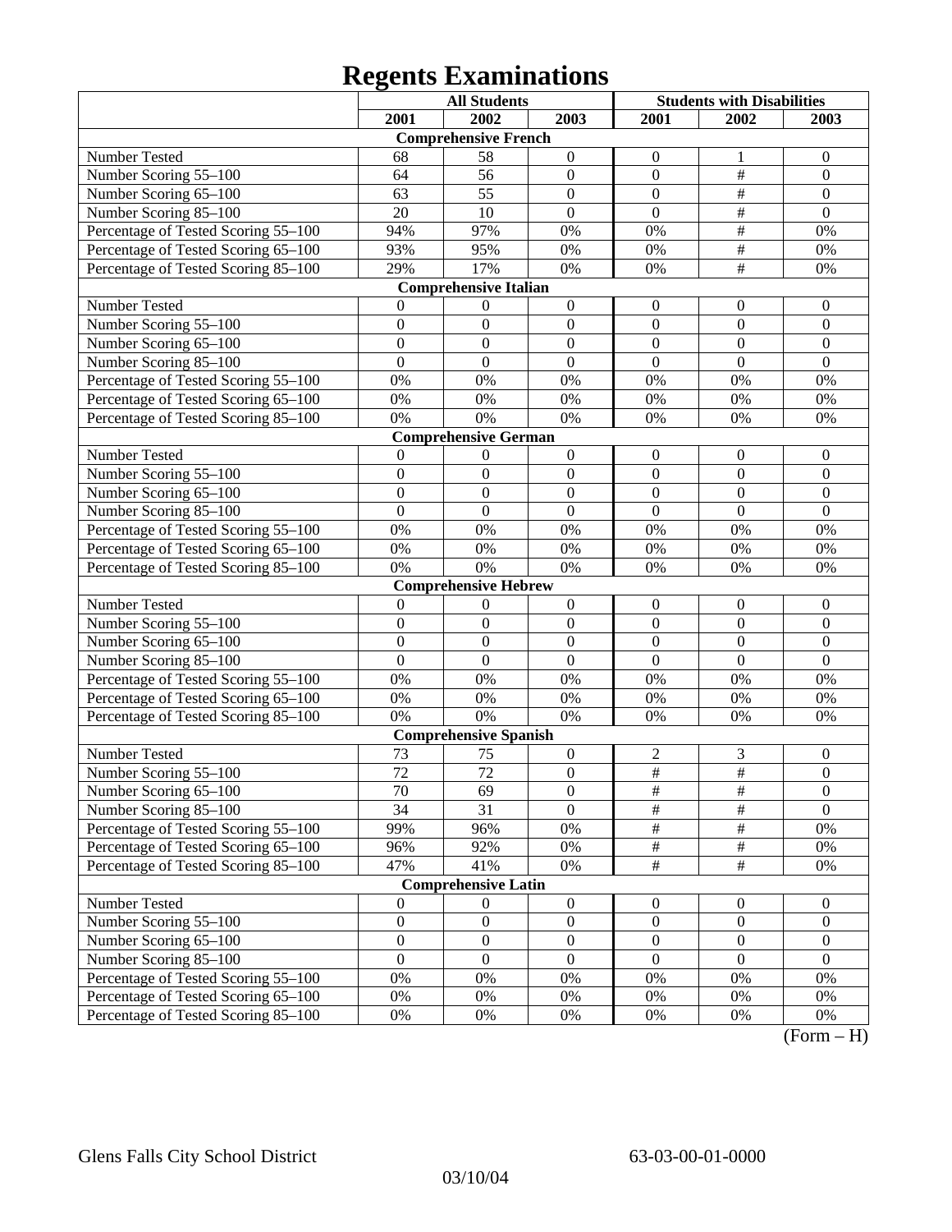# Regents Examinations

| | All Students | | | Students with Disabilities | | |
|---|---|---|---|---|---|---|
| | 2001 | 2002 | 2003 | 2001 | 2002 | 2003 |
| **Comprehensive French** | | | | | | |
| Number Tested | 68 | 58 | 0 | 0 | 1 | 0 |
| Number Scoring 55–100 | 64 | 56 | 0 | 0 | # | 0 |
| Number Scoring 65–100 | 63 | 55 | 0 | 0 | # | 0 |
| Number Scoring 85–100 | 20 | 10 | 0 | 0 | # | 0 |
| Percentage of Tested Scoring 55–100 | 94% | 97% | 0% | 0% | # | 0% |
| Percentage of Tested Scoring 65–100 | 93% | 95% | 0% | 0% | # | 0% |
| Percentage of Tested Scoring 85–100 | 29% | 17% | 0% | 0% | # | 0% |
| **Comprehensive Italian** | | | | | | |
| Number Tested | 0 | 0 | 0 | 0 | 0 | 0 |
| Number Scoring 55–100 | 0 | 0 | 0 | 0 | 0 | 0 |
| Number Scoring 65–100 | 0 | 0 | 0 | 0 | 0 | 0 |
| Number Scoring 85–100 | 0 | 0 | 0 | 0 | 0 | 0 |
| Percentage of Tested Scoring 55–100 | 0% | 0% | 0% | 0% | 0% | 0% |
| Percentage of Tested Scoring 65–100 | 0% | 0% | 0% | 0% | 0% | 0% |
| Percentage of Tested Scoring 85–100 | 0% | 0% | 0% | 0% | 0% | 0% |
| **Comprehensive German** | | | | | | |
| Number Tested | 0 | 0 | 0 | 0 | 0 | 0 |
| Number Scoring 55–100 | 0 | 0 | 0 | 0 | 0 | 0 |
| Number Scoring 65–100 | 0 | 0 | 0 | 0 | 0 | 0 |
| Number Scoring 85–100 | 0 | 0 | 0 | 0 | 0 | 0 |
| Percentage of Tested Scoring 55–100 | 0% | 0% | 0% | 0% | 0% | 0% |
| Percentage of Tested Scoring 65–100 | 0% | 0% | 0% | 0% | 0% | 0% |
| Percentage of Tested Scoring 85–100 | 0% | 0% | 0% | 0% | 0% | 0% |
| **Comprehensive Hebrew** | | | | | | |
| Number Tested | 0 | 0 | 0 | 0 | 0 | 0 |
| Number Scoring 55–100 | 0 | 0 | 0 | 0 | 0 | 0 |
| Number Scoring 65–100 | 0 | 0 | 0 | 0 | 0 | 0 |
| Number Scoring 85–100 | 0 | 0 | 0 | 0 | 0 | 0 |
| Percentage of Tested Scoring 55–100 | 0% | 0% | 0% | 0% | 0% | 0% |
| Percentage of Tested Scoring 65–100 | 0% | 0% | 0% | 0% | 0% | 0% |
| Percentage of Tested Scoring 85–100 | 0% | 0% | 0% | 0% | 0% | 0% |
| **Comprehensive Spanish** | | | | | | |
| Number Tested | 73 | 75 | 0 | 2 | 3 | 0 |
| Number Scoring 55–100 | 72 | 72 | 0 | # | # | 0 |
| Number Scoring 65–100 | 70 | 69 | 0 | # | # | 0 |
| Number Scoring 85–100 | 34 | 31 | 0 | # | # | 0 |
| Percentage of Tested Scoring 55–100 | 99% | 96% | 0% | # | # | 0% |
| Percentage of Tested Scoring 65–100 | 96% | 92% | 0% | # | # | 0% |
| Percentage of Tested Scoring 85–100 | 47% | 41% | 0% | # | # | 0% |
| **Comprehensive Latin** | | | | | | |
| Number Tested | 0 | 0 | 0 | 0 | 0 | 0 |
| Number Scoring 55–100 | 0 | 0 | 0 | 0 | 0 | 0 |
| Number Scoring 65–100 | 0 | 0 | 0 | 0 | 0 | 0 |
| Number Scoring 85–100 | 0 | 0 | 0 | 0 | 0 | 0 |
| Percentage of Tested Scoring 55–100 | 0% | 0% | 0% | 0% | 0% | 0% |
| Percentage of Tested Scoring 65–100 | 0% | 0% | 0% | 0% | 0% | 0% |
| Percentage of Tested Scoring 85–100 | 0% | 0% | 0% | 0% | 0% | 0% |

(Form – H)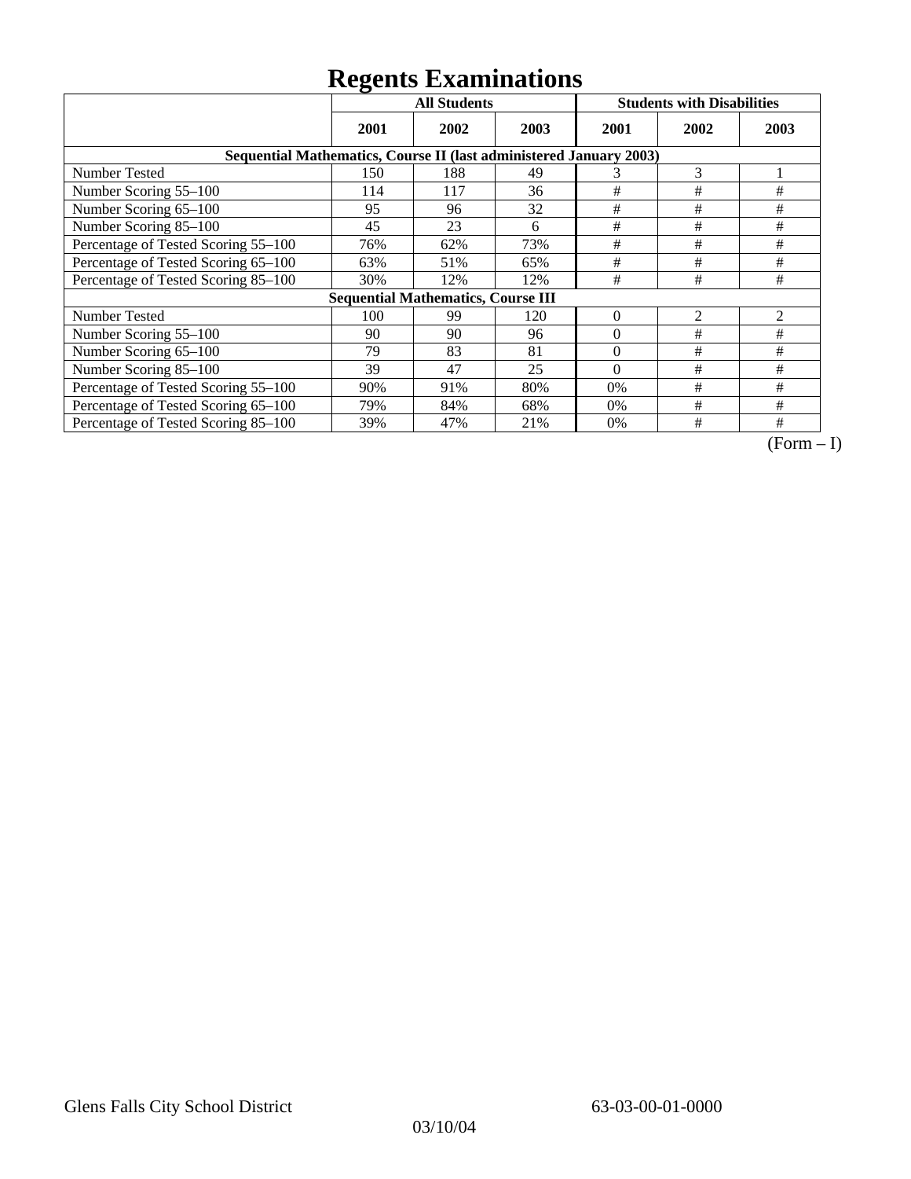# Regents Examinations

| | All Students | | | Students with Disabilities | | |
|---|---|---|---|---|---|---|
| | 2001 | 2002 | 2003 | 2001 | 2002 | 2003 |
| **Sequential Mathematics, Course II (last administered January 2003)** | | | | | | |
| Number Tested | 150 | 188 | 49 | 3 | 3 | 1 |
| Number Scoring 55–100 | 114 | 117 | 36 | # | # | # |
| Number Scoring 65–100 | 95 | 96 | 32 | # | # | # |
| Number Scoring 85–100 | 45 | 23 | 6 | # | # | # |
| Percentage of Tested Scoring 55–100 | 76% | 62% | 73% | # | # | # |
| Percentage of Tested Scoring 65–100 | 63% | 51% | 65% | # | # | # |
| Percentage of Tested Scoring 85–100 | 30% | 12% | 12% | # | # | # |
| **Sequential Mathematics, Course III** | | | | | | |
| Number Tested | 100 | 99 | 120 | 0 | 2 | 2 |
| Number Scoring 55–100 | 90 | 90 | 96 | 0 | # | # |
| Number Scoring 65–100 | 79 | 83 | 81 | 0 | # | # |
| Number Scoring 85–100 | 39 | 47 | 25 | 0 | # | # |
| Percentage of Tested Scoring 55–100 | 90% | 91% | 80% | 0% | # | # |
| Percentage of Tested Scoring 65–100 | 79% | 84% | 68% | 0% | # | # |
| Percentage of Tested Scoring 85–100 | 39% | 47% | 21% | 0% | # | # |

(Form – I)

Glens Falls City School District 63-03-00-01-0000

03/10/04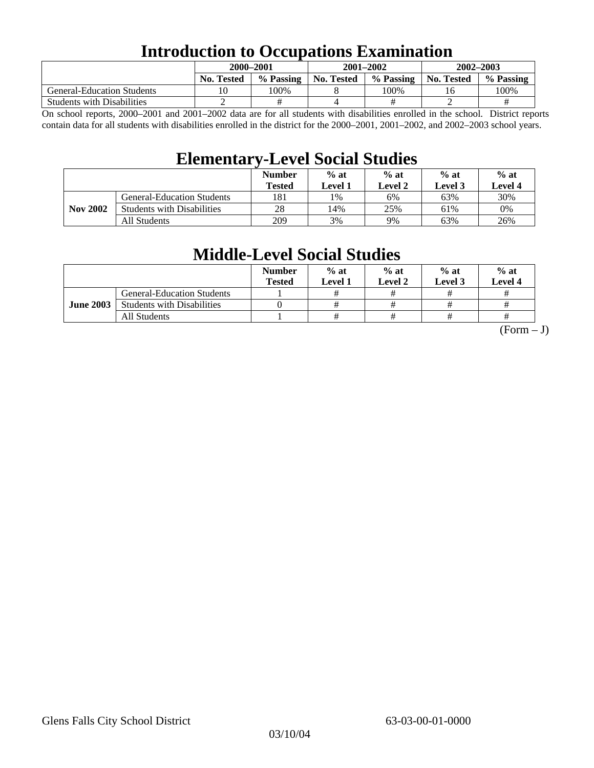# Introduction to Occupations Examination

| | 2000–2001 | | 2001–2002 | | 2002–2003 | |
|---|---|---|---|---|---|---|
| | No. Tested | % Passing | No. Tested | % Passing | No. Tested | % Passing |
| General-Education Students | 10 | 100% | 8 | 100% | 16 | 100% |
| Students with Disabilities | 2 | # | 4 | # | 2 | # |

On school reports, 2000–2001 and 2001–2002 data are for all students with disabilities enrolled in the school. District reports contain data for all students with disabilities enrolled in the district for the 2000–2001, 2001–2002, and 2002–2003 school years.

# Elementary-Level Social Studies

| | | Number Tested | % at Level 1 | % at Level 2 | % at Level 3 | % at Level 4 |
|---|---|---|---|---|---|---|
| Nov 2002 | General-Education Students | 181 | 1% | 6% | 63% | 30% |
| | Students with Disabilities | 28 | 14% | 25% | 61% | 0% |
| | All Students | 209 | 3% | 9% | 63% | 26% |

# Middle-Level Social Studies

| | | Number Tested | % at Level 1 | % at Level 2 | % at Level 3 | % at Level 4 |
|---|---|---|---|---|---|---|
| June 2003 | General-Education Students | 1 | # | # | # | # |
| | Students with Disabilities | 0 | # | # | # | # |
| | All Students | 1 | # | # | # | # |

(Form – J)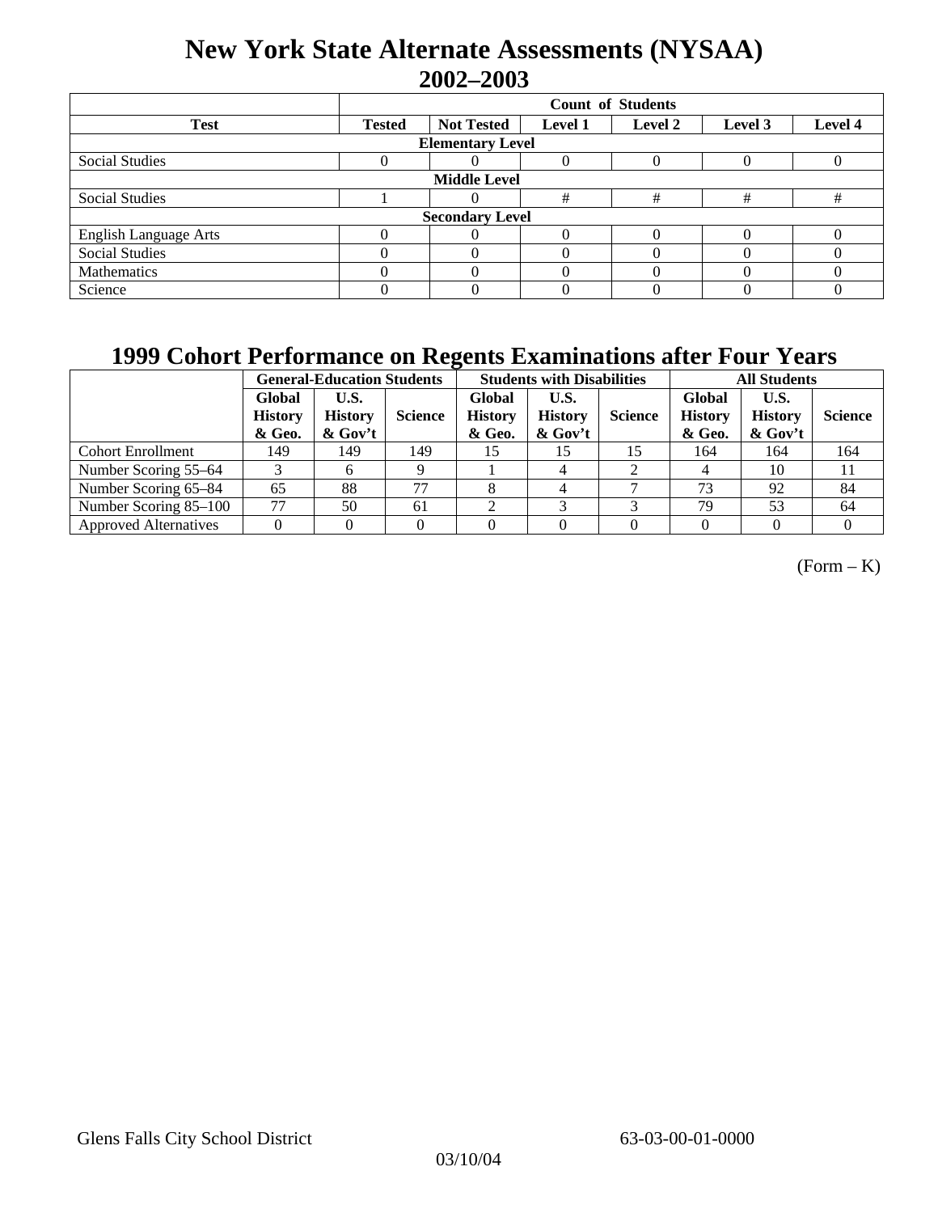# New York State Alternate Assessments (NYSAA) 2002–2003

| | Count of Students | | | | | |
|---|---|---|---|---|---|---|
| **Test** | **Tested** | **Not Tested** | **Level 1** | **Level 2** | **Level 3** | **Level 4** |
| **Elementary Level** | | | | | | |
| Social Studies | 0 | 0 | 0 | 0 | 0 | 0 |
| **Middle Level** | | | | | | |
| Social Studies | 1 | 0 | # | # | # | # |
| **Secondary Level** | | | | | | |
| English Language Arts | 0 | 0 | 0 | 0 | 0 | 0 |
| Social Studies | 0 | 0 | 0 | 0 | 0 | 0 |
| Mathematics | 0 | 0 | 0 | 0 | 0 | 0 |
| Science | 0 | 0 | 0 | 0 | 0 | 0 |

# 1999 Cohort Performance on Regents Examinations after Four Years

| | General-Education Students | | | Students with Disabilities | | | All Students | | |
|---|---|---|---|---|---|---|---|---|---|
| | **Global History & Geo.** | **U.S. History & Gov't** | **Science** | **Global History & Geo.** | **U.S. History & Gov't** | **Science** | **Global History & Geo.** | **U.S. History & Gov't** | **Science** |
| Cohort Enrollment | 149 | 149 | 149 | 15 | 15 | 15 | 164 | 164 | 164 |
| Number Scoring 55–64 | 3 | 6 | 9 | 1 | 4 | 2 | 4 | 10 | 11 |
| Number Scoring 65–84 | 65 | 88 | 77 | 8 | 4 | 7 | 73 | 92 | 84 |
| Number Scoring 85–100 | 77 | 50 | 61 | 2 | 3 | 3 | 79 | 53 | 64 |
| Approved Alternatives | 0 | 0 | 0 | 0 | 0 | 0 | 0 | 0 | 0 |

(Form – K)

Glens Falls City School District 63-03-00-01-0000

03/10/04